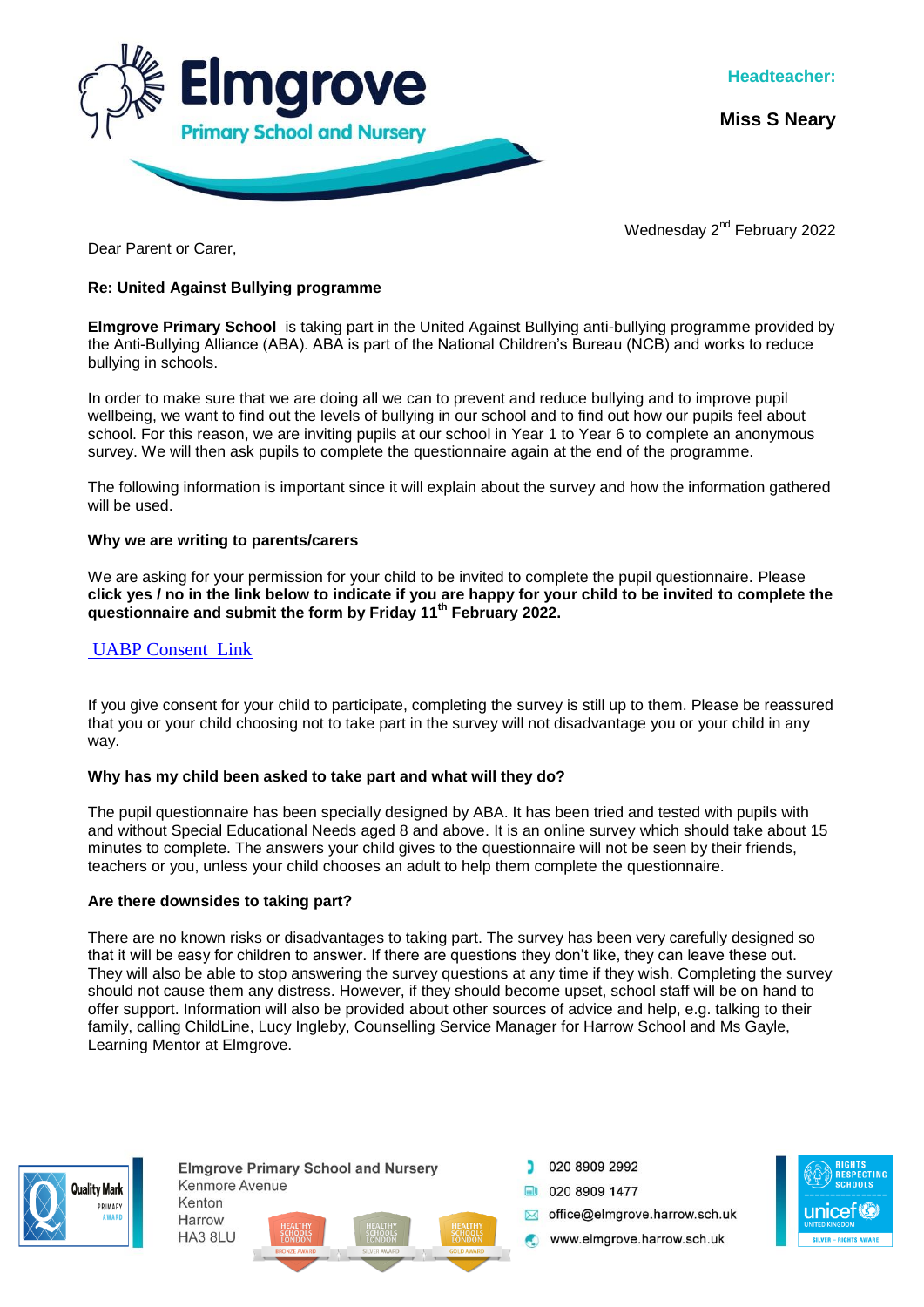**Elmgrove**
Primary School and Nursery

**Headteacher:**

**Miss S Neary**

Wednesday 2nd February 2022

Dear Parent or Carer,

**Re: United Against Bullying programme**

**Elmgrove Primary School** is taking part in the United Against Bullying anti-bullying programme provided by the Anti-Bullying Alliance (ABA). ABA is part of the National Children's Bureau (NCB) and works to reduce bullying in schools.

In order to make sure that we are doing all we can to prevent and reduce bullying and to improve pupil wellbeing, we want to find out the levels of bullying in our school and to find out how our pupils feel about school. For this reason, we are inviting pupils at our school in Year 1 to Year 6 to complete an anonymous survey. We will then ask pupils to complete the questionnaire again at the end of the programme.

The following information is important since it will explain about the survey and how the information gathered will be used.

**Why we are writing to parents/carers**

We are asking for your permission for your child to be invited to complete the pupil questionnaire. Please **click yes / no in the link below to indicate if you are happy for your child to be invited to complete the questionnaire and submit the form by Friday 11th February 2022.**

UABP Consent Link

If you give consent for your child to participate, completing the survey is still up to them. Please be reassured that you or your child choosing not to take part in the survey will not disadvantage you or your child in any way.

**Why has my child been asked to take part and what will they do?**

The pupil questionnaire has been specially designed by ABA. It has been tried and tested with pupils with and without Special Educational Needs aged 8 and above. It is an online survey which should take about 15 minutes to complete. The answers your child gives to the questionnaire will not be seen by their friends, teachers or you, unless your child chooses an adult to help them complete the questionnaire.

**Are there downsides to taking part?**

There are no known risks or disadvantages to taking part. The survey has been very carefully designed so that it will be easy for children to answer. If there are questions they don't like, they can leave these out. They will also be able to stop answering the survey questions at any time if they wish. Completing the survey should not cause them any distress. However, if they should become upset, school staff will be on hand to offer support. Information will also be provided about other sources of advice and help, e.g. talking to their family, calling ChildLine, Lucy Ingleby, Counselling Service Manager for Harrow School and Ms Gayle, Learning Mentor at Elmgrove.

**Elmgrove Primary School and Nursery**
Kenmore Avenue
Kenton
Harrow
HA3 8LU

020 8909 2992
020 8909 1477
office@elmgrove.harrow.sch.uk
www.elmgrove.harrow.sch.uk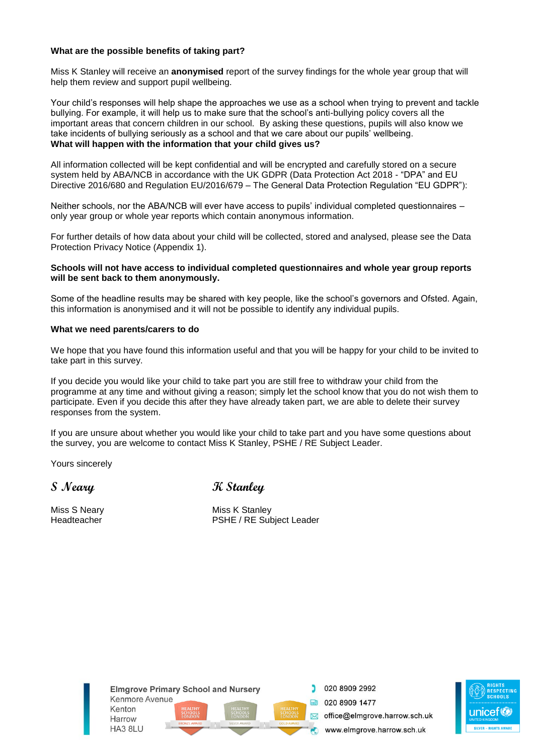**What are the possible benefits of taking part?**

Miss K Stanley will receive an **anonymised** report of the survey findings for the whole year group that will help them review and support pupil wellbeing.

Your child's responses will help shape the approaches we use as a school when trying to prevent and tackle bullying. For example, it will help us to make sure that the school's anti-bullying policy covers all the important areas that concern children in our school. By asking these questions, pupils will also know we take incidents of bullying seriously as a school and that we care about our pupils' wellbeing.

**What will happen with the information that your child gives us?**

All information collected will be kept confidential and will be encrypted and carefully stored on a secure system held by ABA/NCB in accordance with the UK GDPR (Data Protection Act 2018 - "DPA" and EU Directive 2016/680 and Regulation EU/2016/679 – The General Data Protection Regulation "EU GDPR"):

Neither schools, nor the ABA/NCB will ever have access to pupils' individual completed questionnaires – only year group or whole year reports which contain anonymous information.

For further details of how data about your child will be collected, stored and analysed, please see the Data Protection Privacy Notice (Appendix 1).

**Schools will not have access to individual completed questionnaires and whole year group reports will be sent back to them anonymously.**

Some of the headline results may be shared with key people, like the school's governors and Ofsted. Again, this information is anonymised and it will not be possible to identify any individual pupils.

**What we need parents/carers to do**

We hope that you have found this information useful and that you will be happy for your child to be invited to take part in this survey.

If you decide you would like your child to take part you are still free to withdraw your child from the programme at any time and without giving a reason; simply let the school know that you do not wish them to participate. Even if you decide this after they have already taken part, we are able to delete their survey responses from the system.

If you are unsure about whether you would like your child to take part and you have some questions about the survey, you are welcome to contact Miss K Stanley, PSHE / RE Subject Leader.

Yours sincerely

*S Neary*

Miss S Neary
Headteacher

*K Stanley*

Miss K Stanley
PSHE / RE Subject Leader

**Elmgrove Primary School and Nursery**
Kenmore Avenue
Kenton
Harrow
HA3 8LU

020 8909 2992
020 8909 1477
office@elmgrove.harrow.sch.uk
www.elmgrove.harrow.sch.uk